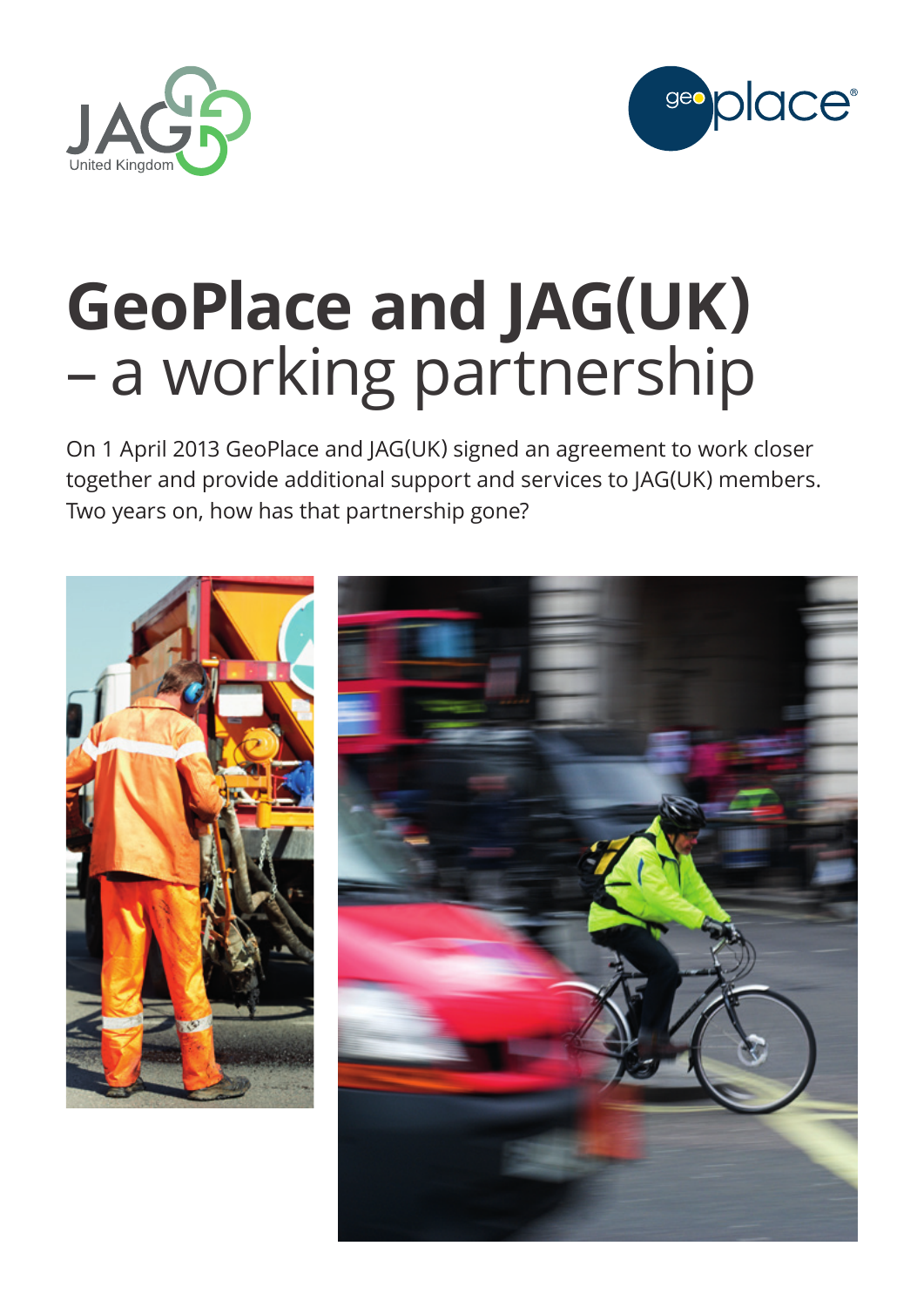# GeoPlace and JAG(UK) – a working partnership

On 1 April 2013 GeoPlace and JAG(UK) signed an agreement to work closer together and provide additional support and services to JAG(UK) members. Two years on, how has that partnership gone?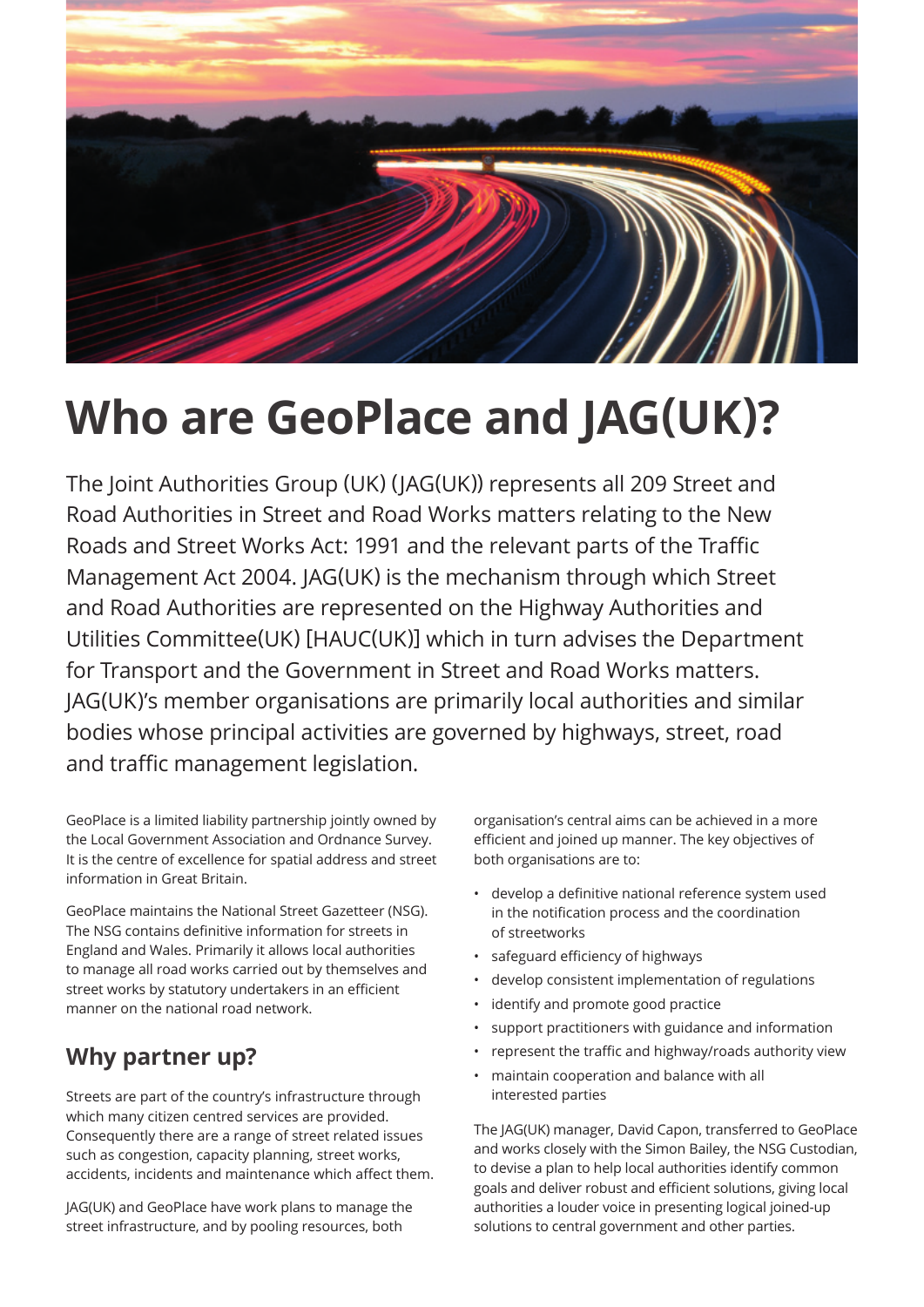# Who are GeoPlace and JAG(UK)?

The Joint Authorities Group (UK) (JAG(UK)) represents all 209 Street and Road Authorities in Street and Road Works matters relating to the New Roads and Street Works Act: 1991 and the relevant parts of the Traffic Management Act 2004. JAG(UK) is the mechanism through which Street and Road Authorities are represented on the Highway Authorities and Utilities Committee(UK) [HAUC(UK)] which in turn advises the Department for Transport and the Government in Street and Road Works matters. JAG(UK)'s member organisations are primarily local authorities and similar bodies whose principal activities are governed by highways, street, road and traffic management legislation.

GeoPlace is a limited liability partnership jointly owned by the Local Government Association and Ordnance Survey. It is the centre of excellence for spatial address and street information in Great Britain.

GeoPlace maintains the National Street Gazetteer (NSG). The NSG contains definitive information for streets in England and Wales. Primarily it allows local authorities to manage all road works carried out by themselves and street works by statutory undertakers in an efficient manner on the national road network.

## Why partner up?

Streets are part of the country's infrastructure through which many citizen centred services are provided. Consequently there are a range of street related issues such as congestion, capacity planning, street works, accidents, incidents and maintenance which affect them.

JAG(UK) and GeoPlace have work plans to manage the street infrastructure, and by pooling resources, both organisation's central aims can be achieved in a more efficient and joined up manner. The key objectives of both organisations are to:

- develop a definitive national reference system used in the notification process and the coordination of streetworks
- safeguard efficiency of highways
- develop consistent implementation of regulations
- identify and promote good practice
- support practitioners with guidance and information
- represent the traffic and highway/roads authority view
- maintain cooperation and balance with all interested parties

The JAG(UK) manager, David Capon, transferred to GeoPlace and works closely with the Simon Bailey, the NSG Custodian, to devise a plan to help local authorities identify common goals and deliver robust and efficient solutions, giving local authorities a louder voice in presenting logical joined-up solutions to central government and other parties.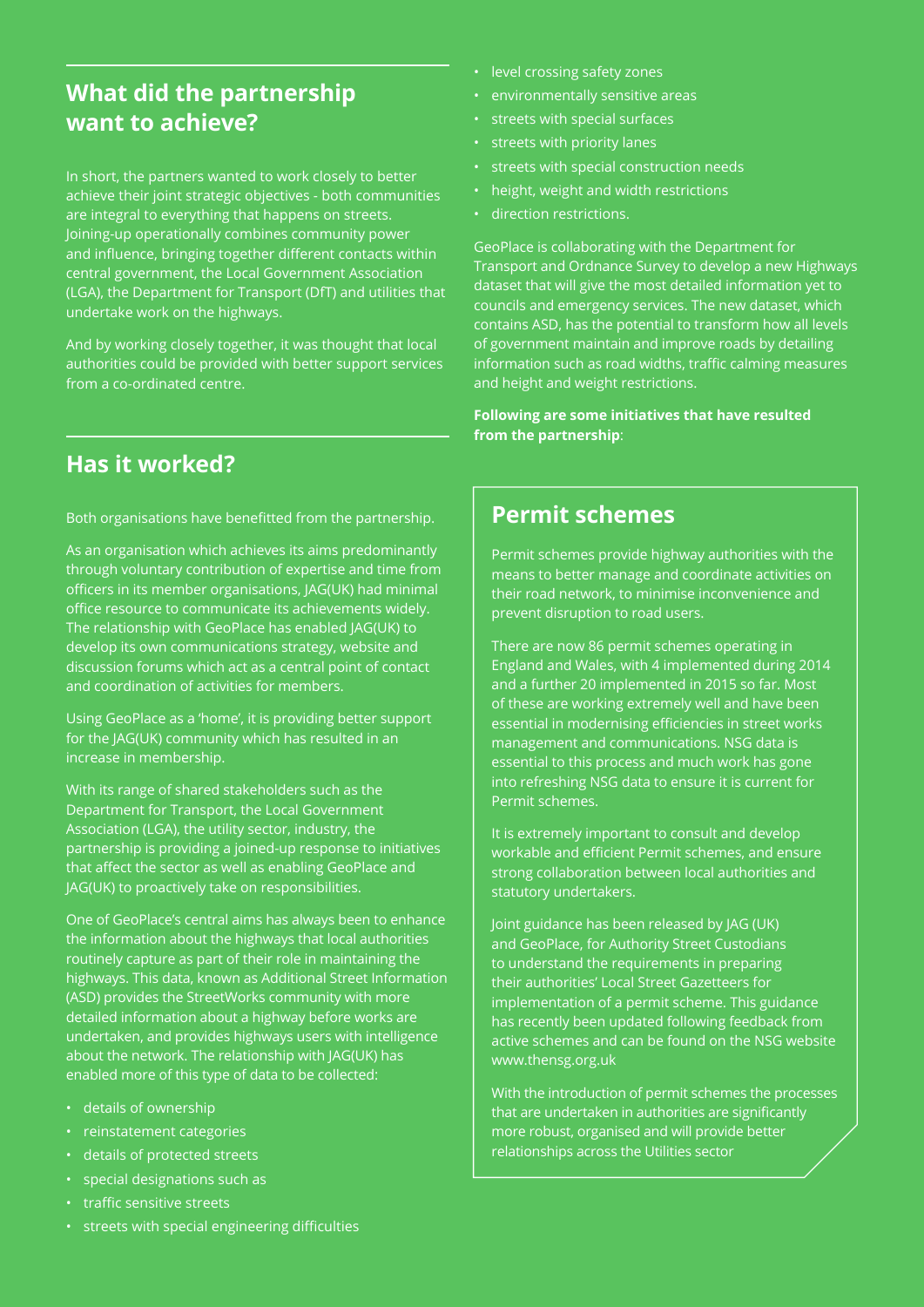## What did the partnership want to achieve?

In short, the partners wanted to work closely to better achieve their joint strategic objectives - both communities are integral to everything that happens on streets. Joining-up operationally combines community power and influence, bringing together different contacts within central government, the Local Government Association (LGA), the Department for Transport (DfT) and utilities that undertake work on the highways.

And by working closely together, it was thought that local authorities could be provided with better support services from a co-ordinated centre.

## Has it worked?

Both organisations have benefitted from the partnership.

As an organisation which achieves its aims predominantly through voluntary contribution of expertise and time from officers in its member organisations, JAG(UK) had minimal office resource to communicate its achievements widely. The relationship with GeoPlace has enabled JAG(UK) to develop its own communications strategy, website and discussion forums which act as a central point of contact and coordination of activities for members.

Using GeoPlace as a 'home', it is providing better support for the JAG(UK) community which has resulted in an increase in membership.

With its range of shared stakeholders such as the Department for Transport, the Local Government Association (LGA), the utility sector, industry, the partnership is providing a joined-up response to initiatives that affect the sector as well as enabling GeoPlace and JAG(UK) to proactively take on responsibilities.

One of GeoPlace's central aims has always been to enhance the information about the highways that local authorities routinely capture as part of their role in maintaining the highways. This data, known as Additional Street Information (ASD) provides the StreetWorks community with more detailed information about a highway before works are undertaken, and provides highways users with intelligence about the network. The relationship with JAG(UK) has enabled more of this type of data to be collected:

- details of ownership
- reinstatement categories
- details of protected streets
- special designations such as
- traffic sensitive streets
- streets with special engineering difficulties
- level crossing safety zones
- environmentally sensitive areas
- streets with special surfaces
- streets with priority lanes
- streets with special construction needs
- height, weight and width restrictions
- direction restrictions.

GeoPlace is collaborating with the Department for Transport and Ordnance Survey to develop a new Highways dataset that will give the most detailed information yet to councils and emergency services. The new dataset, which contains ASD, has the potential to transform how all levels of government maintain and improve roads by detailing information such as road widths, traffic calming measures and height and weight restrictions.

**Following are some initiatives that have resulted from the partnership**:

## Permit schemes

Permit schemes provide highway authorities with the means to better manage and coordinate activities on their road network, to minimise inconvenience and prevent disruption to road users.

There are now 86 permit schemes operating in England and Wales, with 4 implemented during 2014 and a further 20 implemented in 2015 so far. Most of these are working extremely well and have been essential in modernising efficiencies in street works management and communications. NSG data is essential to this process and much work has gone into refreshing NSG data to ensure it is current for Permit schemes.

It is extremely important to consult and develop workable and efficient Permit schemes, and ensure strong collaboration between local authorities and statutory undertakers.

Joint guidance has been released by JAG (UK) and GeoPlace, for Authority Street Custodians to understand the requirements in preparing their authorities' Local Street Gazetteers for implementation of a permit scheme. This guidance has recently been updated following feedback from active schemes and can be found on the NSG website www.thensg.org.uk

With the introduction of permit schemes the processes that are undertaken in authorities are significantly more robust, organised and will provide better relationships across the Utilities sector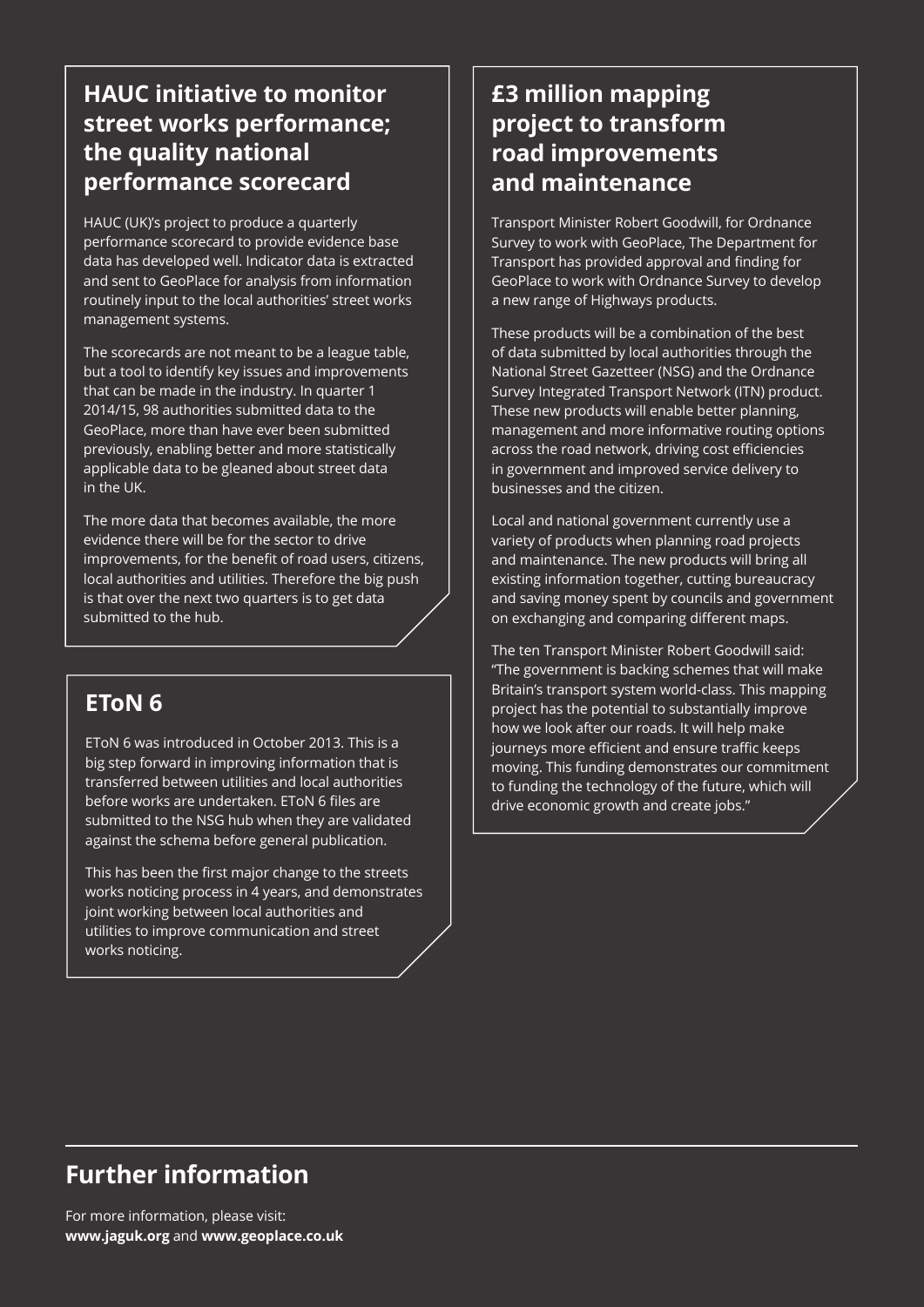## HAUC initiative to monitor street works performance; the quality national performance scorecard

HAUC (UK)'s project to produce a quarterly performance scorecard to provide evidence base data has developed well. Indicator data is extracted and sent to GeoPlace for analysis from information routinely input to the local authorities' street works management systems.

The scorecards are not meant to be a league table, but a tool to identify key issues and improvements that can be made in the industry. In quarter 1 2014/15, 98 authorities submitted data to the GeoPlace, more than have ever been submitted previously, enabling better and more statistically applicable data to be gleaned about street data in the UK.

The more data that becomes available, the more evidence there will be for the sector to drive improvements, for the benefit of road users, citizens, local authorities and utilities. Therefore the big push is that over the next two quarters is to get data submitted to the hub.

## EToN 6

EToN 6 was introduced in October 2013. This is a big step forward in improving information that is transferred between utilities and local authorities before works are undertaken. EToN 6 files are submitted to the NSG hub when they are validated against the schema before general publication.

This has been the first major change to the streets works noticing process in 4 years, and demonstrates joint working between local authorities and utilities to improve communication and street works noticing.

## £3 million mapping project to transform road improvements and maintenance

Transport Minister Robert Goodwill, for Ordnance Survey to work with GeoPlace, The Department for Transport has provided approval and finding for GeoPlace to work with Ordnance Survey to develop a new range of Highways products.

These products will be a combination of the best of data submitted by local authorities through the National Street Gazetteer (NSG) and the Ordnance Survey Integrated Transport Network (ITN) product. These new products will enable better planning, management and more informative routing options across the road network, driving cost efficiencies in government and improved service delivery to businesses and the citizen.

Local and national government currently use a variety of products when planning road projects and maintenance. The new products will bring all existing information together, cutting bureaucracy and saving money spent by councils and government on exchanging and comparing different maps.

The ten Transport Minister Robert Goodwill said: "The government is backing schemes that will make Britain's transport system world-class. This mapping project has the potential to substantially improve how we look after our roads. It will help make journeys more efficient and ensure traffic keeps moving. This funding demonstrates our commitment to funding the technology of the future, which will drive economic growth and create jobs."

## Further information

For more information, please visit:
**www.jaguk.org** and **www.geoplace.co.uk**